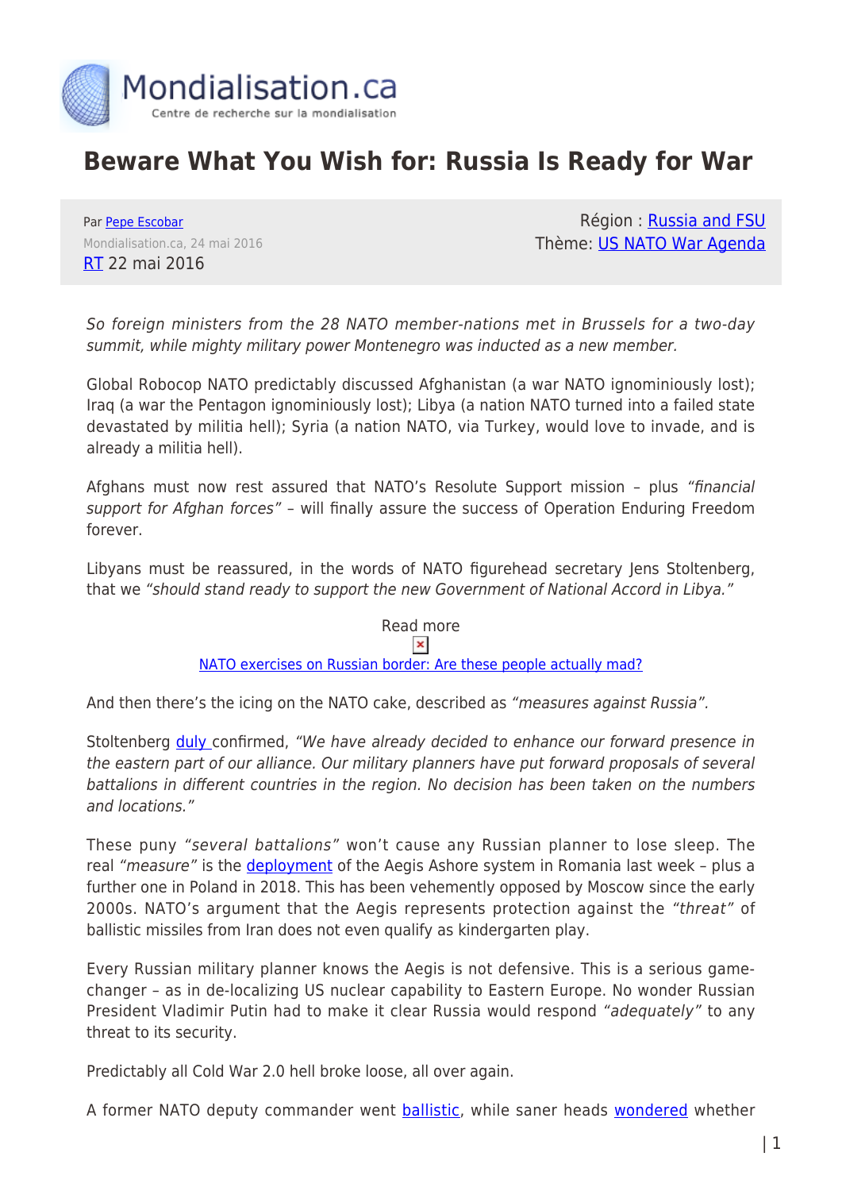Mondialisation.ca
Centre de recherche sur la mondialisation

# Beware What You Wish for: Russia Is Ready for War

Par Pepe Escobar
Mondialisation.ca, 24 mai 2016
RT 22 mai 2016

Région : Russia and FSU
Thème: US NATO War Agenda

*So foreign ministers from the 28 NATO member-nations met in Brussels for a two-day summit, while mighty military power Montenegro was inducted as a new member.*

Global Robocop NATO predictably discussed Afghanistan (a war NATO ignominiously lost); Iraq (a war the Pentagon ignominiously lost); Libya (a nation NATO turned into a failed state devastated by militia hell); Syria (a nation NATO, via Turkey, would love to invade, and is already a militia hell).

Afghans must now rest assured that NATO's Resolute Support mission – plus *"financial support for Afghan forces"* – will finally assure the success of Operation Enduring Freedom forever.

Libyans must be reassured, in the words of NATO figurehead secretary Jens Stoltenberg, that we *"should stand ready to support the new Government of National Accord in Libya."*

Read more

NATO exercises on Russian border: Are these people actually mad?

And then there's the icing on the NATO cake, described as *"measures against Russia"*.

Stoltenberg duly confirmed, *"We have already decided to enhance our forward presence in the eastern part of our alliance. Our military planners have put forward proposals of several battalions in different countries in the region. No decision has been taken on the numbers and locations."*

These puny *"several battalions"* won't cause any Russian planner to lose sleep. The real *"measure"* is the deployment of the Aegis Ashore system in Romania last week – plus a further one in Poland in 2018. This has been vehemently opposed by Moscow since the early 2000s. NATO's argument that the Aegis represents protection against the *"threat"* of ballistic missiles from Iran does not even qualify as kindergarten play.

Every Russian military planner knows the Aegis is not defensive. This is a serious game-changer – as in de-localizing US nuclear capability to Eastern Europe. No wonder Russian President Vladimir Putin had to make it clear Russia would respond *"adequately"* to any threat to its security.

Predictably all Cold War 2.0 hell broke loose, all over again.

A former NATO deputy commander went ballistic, while saner heads wondered whether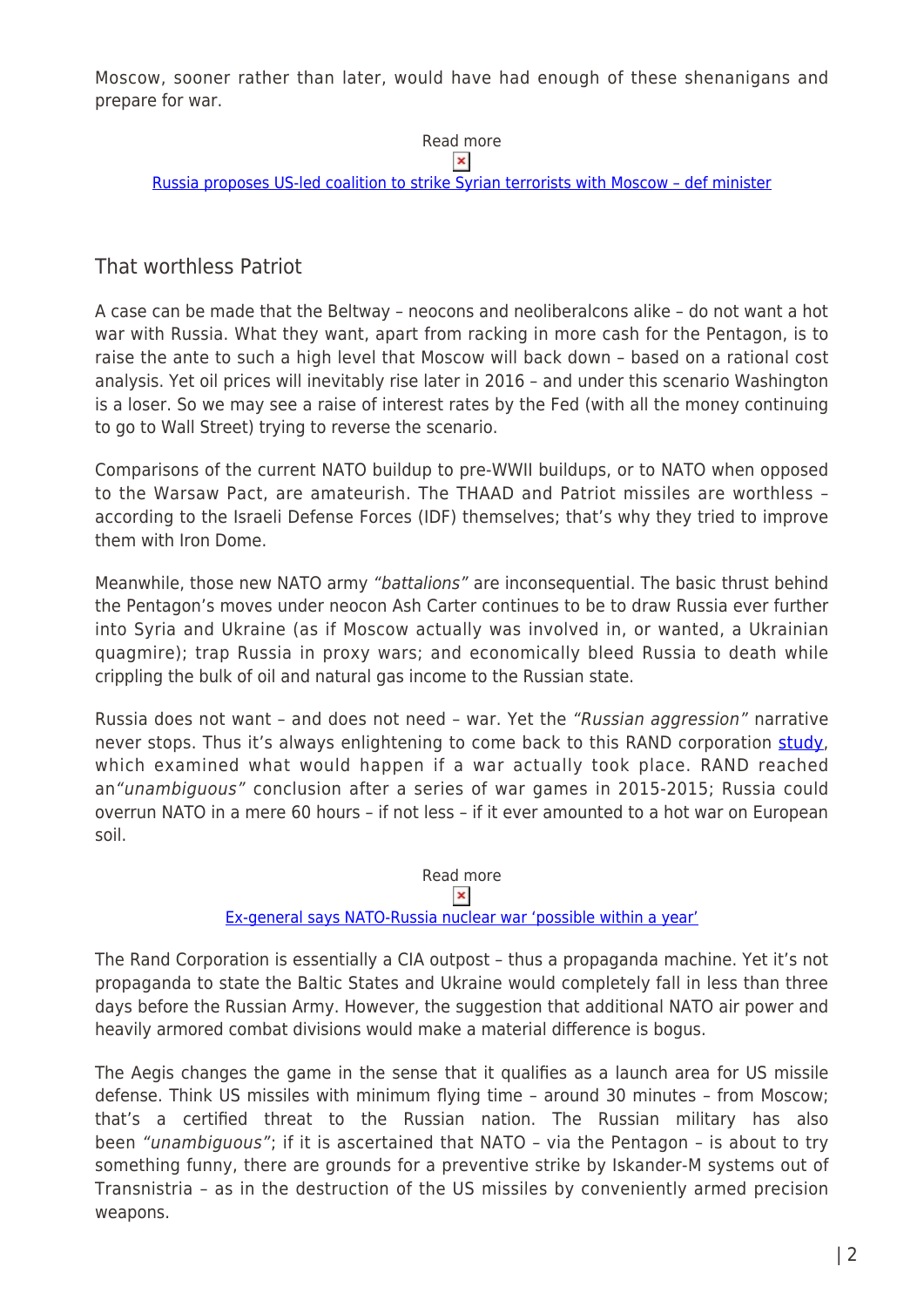Moscow, sooner rather than later, would have had enough of these shenanigans and prepare for war.

Read more

[Russia proposes US-led coalition to strike Syrian terrorists with Moscow – def minister]

## That worthless Patriot

A case can be made that the Beltway – neocons and neoliberalcons alike – do not want a hot war with Russia. What they want, apart from racking in more cash for the Pentagon, is to raise the ante to such a high level that Moscow will back down – based on a rational cost analysis. Yet oil prices will inevitably rise later in 2016 – and under this scenario Washington is a loser. So we may see a raise of interest rates by the Fed (with all the money continuing to go to Wall Street) trying to reverse the scenario.

Comparisons of the current NATO buildup to pre-WWII buildups, or to NATO when opposed to the Warsaw Pact, are amateurish. The THAAD and Patriot missiles are worthless – according to the Israeli Defense Forces (IDF) themselves; that's why they tried to improve them with Iron Dome.

Meanwhile, those new NATO army *"battalions"* are inconsequential. The basic thrust behind the Pentagon's moves under neocon Ash Carter continues to be to draw Russia ever further into Syria and Ukraine (as if Moscow actually was involved in, or wanted, a Ukrainian quagmire); trap Russia in proxy wars; and economically bleed Russia to death while crippling the bulk of oil and natural gas income to the Russian state.

Russia does not want – and does not need – war. Yet the *"Russian aggression"* narrative never stops. Thus it's always enlightening to come back to this RAND corporation study, which examined what would happen if a war actually took place. RAND reached an*"unambiguous"* conclusion after a series of war games in 2015-2015; Russia could overrun NATO in a mere 60 hours – if not less – if it ever amounted to a hot war on European soil.

Read more

[Ex-general says NATO-Russia nuclear war 'possible within a year']

The Rand Corporation is essentially a CIA outpost – thus a propaganda machine. Yet it's not propaganda to state the Baltic States and Ukraine would completely fall in less than three days before the Russian Army. However, the suggestion that additional NATO air power and heavily armored combat divisions would make a material difference is bogus.

The Aegis changes the game in the sense that it qualifies as a launch area for US missile defense. Think US missiles with minimum flying time – around 30 minutes – from Moscow; that's a certified threat to the Russian nation. The Russian military has also been *"unambiguous"*; if it is ascertained that NATO – via the Pentagon – is about to try something funny, there are grounds for a preventive strike by Iskander-M systems out of Transnistria – as in the destruction of the US missiles by conveniently armed precision weapons.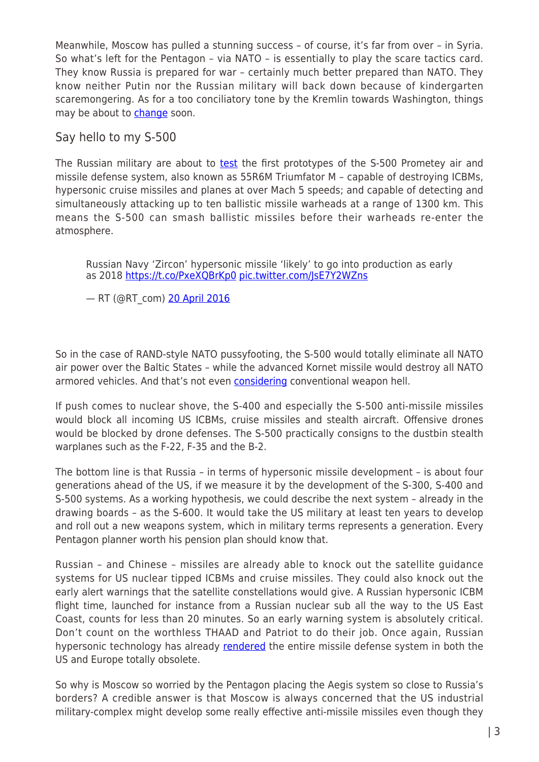Meanwhile, Moscow has pulled a stunning success – of course, it's far from over – in Syria. So what's left for the Pentagon – via NATO – is essentially to play the scare tactics card. They know Russia is prepared for war – certainly much better prepared than NATO. They know neither Putin nor the Russian military will back down because of kindergarten scaremongering. As for a too conciliatory tone by the Kremlin towards Washington, things may be about to change soon.

## Say hello to my S-500

The Russian military are about to test the first prototypes of the S-500 Prometey air and missile defense system, also known as 55R6M Triumfator M – capable of destroying ICBMs, hypersonic cruise missiles and planes at over Mach 5 speeds; and capable of detecting and simultaneously attacking up to ten ballistic missile warheads at a range of 1300 km. This means the S-500 can smash ballistic missiles before their warheads re-enter the atmosphere.

> Russian Navy 'Zircon' hypersonic missile 'likely' to go into production as early as 2018 https://t.co/PxeXQBrKp0 pic.twitter.com/JsE7Y2WZns
>
> — RT (@RT_com) 20 April 2016

So in the case of RAND-style NATO pussyfooting, the S-500 would totally eliminate all NATO air power over the Baltic States – while the advanced Kornet missile would destroy all NATO armored vehicles. And that's not even considering conventional weapon hell.

If push comes to nuclear shove, the S-400 and especially the S-500 anti-missile missiles would block all incoming US ICBMs, cruise missiles and stealth aircraft. Offensive drones would be blocked by drone defenses. The S-500 practically consigns to the dustbin stealth warplanes such as the F-22, F-35 and the B-2.

The bottom line is that Russia – in terms of hypersonic missile development – is about four generations ahead of the US, if we measure it by the development of the S-300, S-400 and S-500 systems. As a working hypothesis, we could describe the next system – already in the drawing boards – as the S-600. It would take the US military at least ten years to develop and roll out a new weapons system, which in military terms represents a generation. Every Pentagon planner worth his pension plan should know that.

Russian – and Chinese – missiles are already able to knock out the satellite guidance systems for US nuclear tipped ICBMs and cruise missiles. They could also knock out the early alert warnings that the satellite constellations would give. A Russian hypersonic ICBM flight time, launched for instance from a Russian nuclear sub all the way to the US East Coast, counts for less than 20 minutes. So an early warning system is absolutely critical. Don't count on the worthless THAAD and Patriot to do their job. Once again, Russian hypersonic technology has already rendered the entire missile defense system in both the US and Europe totally obsolete.

So why is Moscow so worried by the Pentagon placing the Aegis system so close to Russia's borders? A credible answer is that Moscow is always concerned that the US industrial military-complex might develop some really effective anti-missile missiles even though they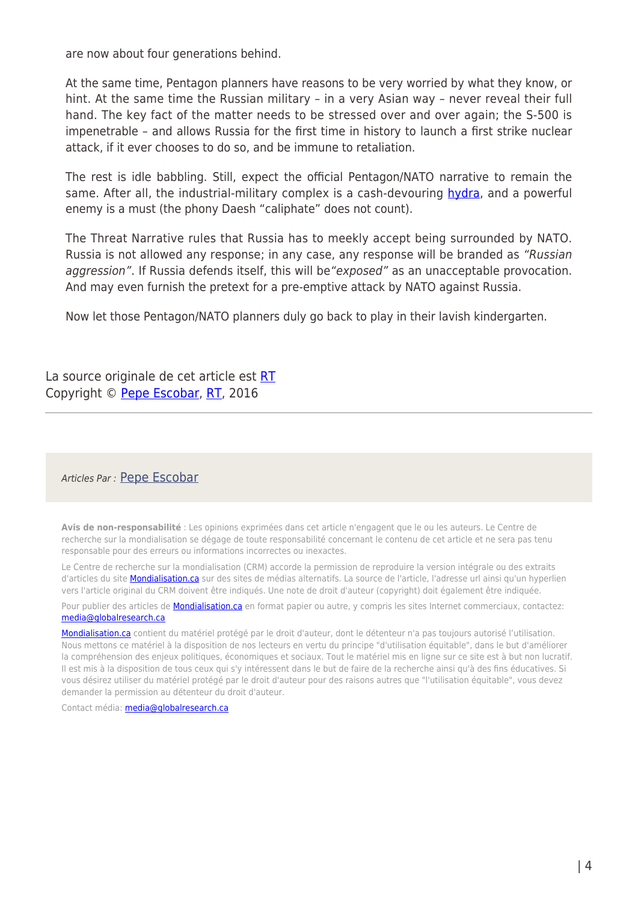are now about four generations behind.

At the same time, Pentagon planners have reasons to be very worried by what they know, or hint. At the same time the Russian military – in a very Asian way – never reveal their full hand. The key fact of the matter needs to be stressed over and over again; the S-500 is impenetrable – and allows Russia for the first time in history to launch a first strike nuclear attack, if it ever chooses to do so, and be immune to retaliation.

The rest is idle babbling. Still, expect the official Pentagon/NATO narrative to remain the same. After all, the industrial-military complex is a cash-devouring hydra, and a powerful enemy is a must (the phony Daesh "caliphate" does not count).

The Threat Narrative rules that Russia has to meekly accept being surrounded by NATO. Russia is not allowed any response; in any case, any response will be branded as *"Russian aggression"*. If Russia defends itself, this will be*"exposed"* as an unacceptable provocation. And may even furnish the pretext for a pre-emptive attack by NATO against Russia.

Now let those Pentagon/NATO planners duly go back to play in their lavish kindergarten.

La source originale de cet article est RT
Copyright © Pepe Escobar, RT, 2016

*Articles Par :* Pepe Escobar

**Avis de non-responsabilité** : Les opinions exprimées dans cet article n'engagent que le ou les auteurs. Le Centre de recherche sur la mondialisation se dégage de toute responsabilité concernant le contenu de cet article et ne sera pas tenu responsable pour des erreurs ou informations incorrectes ou inexactes.

Le Centre de recherche sur la mondialisation (CRM) accorde la permission de reproduire la version intégrale ou des extraits d'articles du site Mondialisation.ca sur des sites de médias alternatifs. La source de l'article, l'adresse url ainsi qu'un hyperlien vers l'article original du CRM doivent être indiqués. Une note de droit d'auteur (copyright) doit également être indiquée.

Pour publier des articles de Mondialisation.ca en format papier ou autre, y compris les sites Internet commerciaux, contactez: media@globalresearch.ca

Mondialisation.ca contient du matériel protégé par le droit d'auteur, dont le détenteur n'a pas toujours autorisé l'utilisation. Nous mettons ce matériel à la disposition de nos lecteurs en vertu du principe "d'utilisation équitable", dans le but d'améliorer la compréhension des enjeux politiques, économiques et sociaux. Tout le matériel mis en ligne sur ce site est à but non lucratif. Il est mis à la disposition de tous ceux qui s'y intéressent dans le but de faire de la recherche ainsi qu'à des fins éducatives. Si vous désirez utiliser du matériel protégé par le droit d'auteur pour des raisons autres que "l'utilisation équitable", vous devez demander la permission au détenteur du droit d'auteur.

Contact média: media@globalresearch.ca